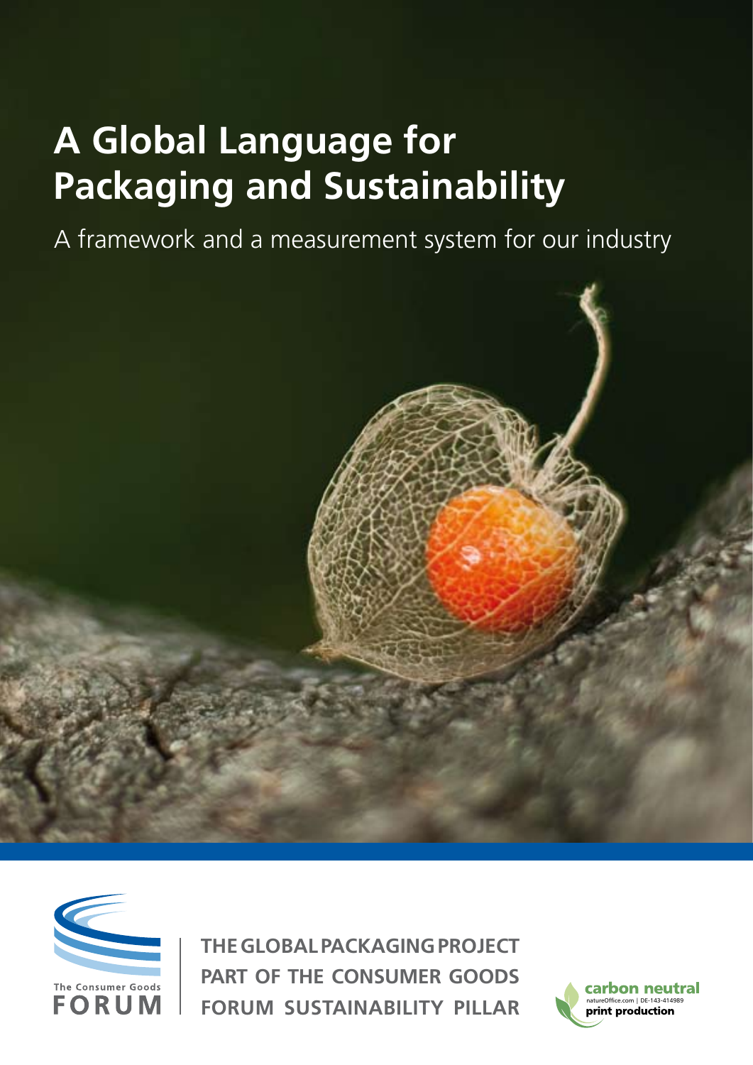# A Global Language for Packaging and Sustainability

A framework and a measurement system for our industry

The Consumer Goods FORUM

THE GLOBAL PACKAGING PROJECT
PART OF THE CONSUMER GOODS
FORUM SUSTAINABILITY PILLAR

carbon neutral
natureOffice.com | DE-143-414989
print production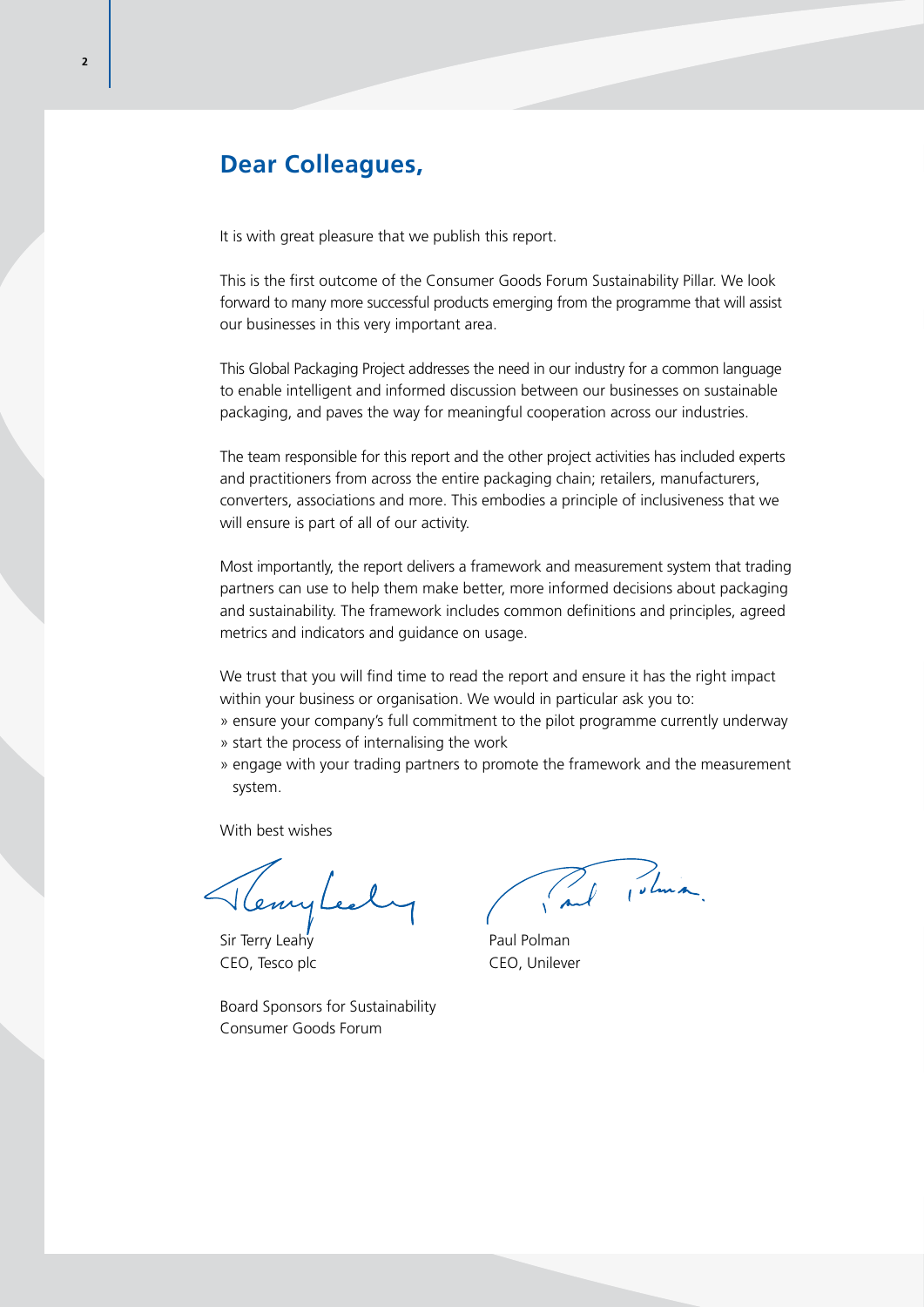## Dear Colleagues,

It is with great pleasure that we publish this report.

This is the first outcome of the Consumer Goods Forum Sustainability Pillar. We look forward to many more successful products emerging from the programme that will assist our businesses in this very important area.

This Global Packaging Project addresses the need in our industry for a common language to enable intelligent and informed discussion between our businesses on sustainable packaging, and paves the way for meaningful cooperation across our industries.

The team responsible for this report and the other project activities has included experts and practitioners from across the entire packaging chain; retailers, manufacturers, converters, associations and more. This embodies a principle of inclusiveness that we will ensure is part of all of our activity.

Most importantly, the report delivers a framework and measurement system that trading partners can use to help them make better, more informed decisions about packaging and sustainability. The framework includes common definitions and principles, agreed metrics and indicators and guidance on usage.

We trust that you will find time to read the report and ensure it has the right impact within your business or organisation. We would in particular ask you to:

» ensure your company's full commitment to the pilot programme currently underway
» start the process of internalising the work
» engage with your trading partners to promote the framework and the measurement system.

With best wishes

Sir Terry Leahy
CEO, Tesco plc

Paul Polman
CEO, Unilever

Board Sponsors for Sustainability
Consumer Goods Forum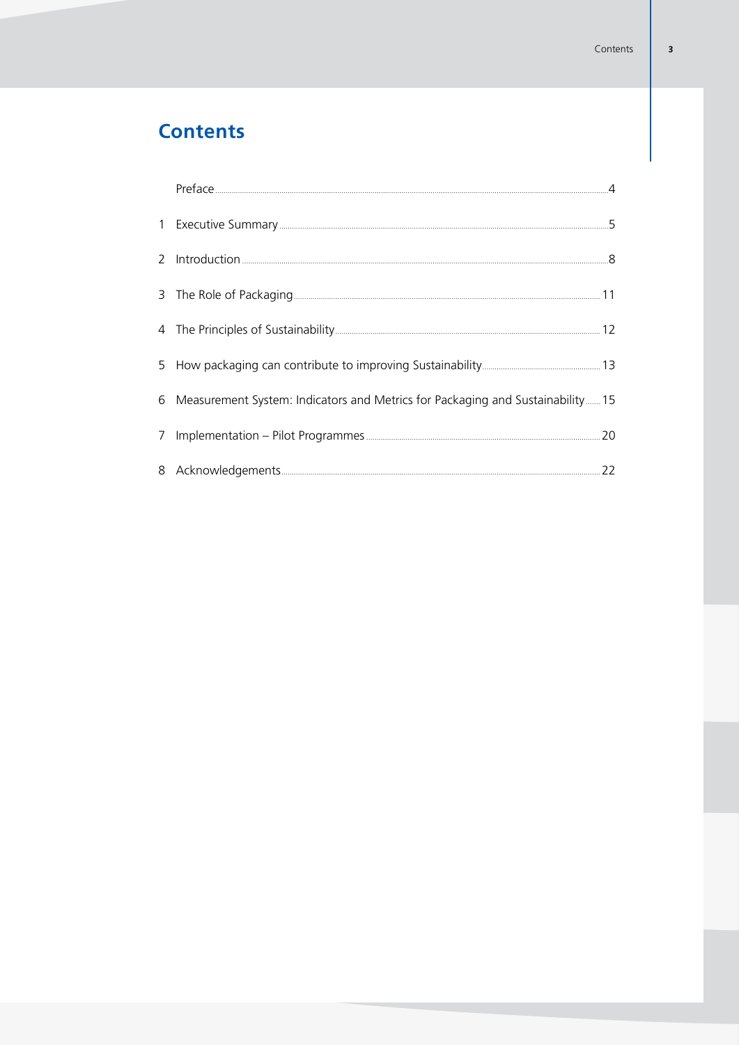# Contents

| | | |
|---|---|---|
| | Preface | 4 |
| 1 | Executive Summary | 5 |
| 2 | Introduction | 8 |
| 3 | The Role of Packaging | 11 |
| 4 | The Principles of Sustainability | 12 |
| 5 | How packaging can contribute to improving Sustainability | 13 |
| 6 | Measurement System: Indicators and Metrics for Packaging and Sustainability | 15 |
| 7 | Implementation – Pilot Programmes | 20 |
| 8 | Acknowledgements | 22 |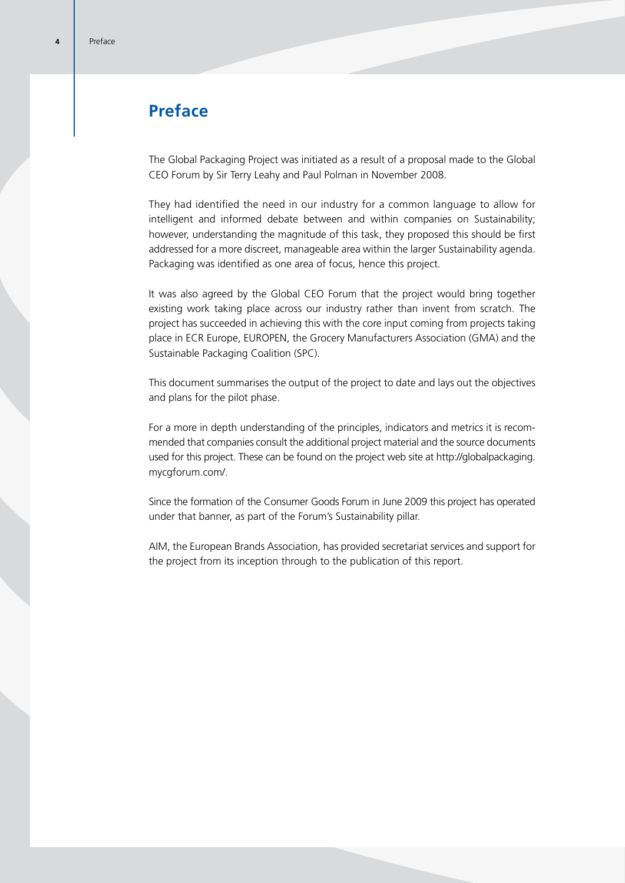# Preface

The Global Packaging Project was initiated as a result of a proposal made to the Global CEO Forum by Sir Terry Leahy and Paul Polman in November 2008.

They had identified the need in our industry for a common language to allow for intelligent and informed debate between and within companies on Sustainability; however, understanding the magnitude of this task, they proposed this should be first addressed for a more discreet, manageable area within the larger Sustainability agenda. Packaging was identified as one area of focus, hence this project.

It was also agreed by the Global CEO Forum that the project would bring together existing work taking place across our industry rather than invent from scratch. The project has succeeded in achieving this with the core input coming from projects taking place in ECR Europe, EUROPEN, the Grocery Manufacturers Association (GMA) and the Sustainable Packaging Coalition (SPC).

This document summarises the output of the project to date and lays out the objectives and plans for the pilot phase.

For a more in depth understanding of the principles, indicators and metrics it is recommended that companies consult the additional project material and the source documents used for this project. These can be found on the project web site at http://globalpackaging.mycgforum.com/.

Since the formation of the Consumer Goods Forum in June 2009 this project has operated under that banner, as part of the Forum's Sustainability pillar.

AIM, the European Brands Association, has provided secretariat services and support for the project from its inception through to the publication of this report.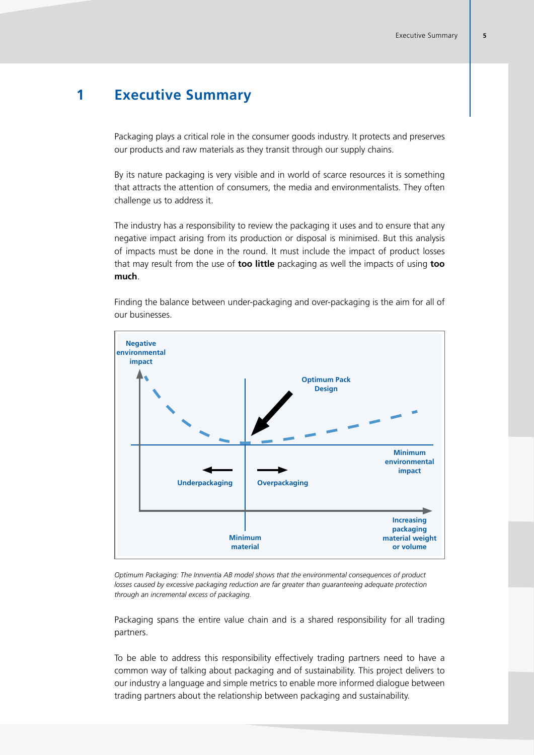# 1 Executive Summary

Packaging plays a critical role in the consumer goods industry. It protects and preserves our products and raw materials as they transit through our supply chains.

By its nature packaging is very visible and in world of scarce resources it is something that attracts the attention of consumers, the media and environmentalists. They often challenge us to address it.

The industry has a responsibility to review the packaging it uses and to ensure that any negative impact arising from its production or disposal is minimised. But this analysis of impacts must be done in the round. It must include the impact of product losses that may result from the use of **too little** packaging as well the impacts of using **too much**.

Finding the balance between under-packaging and over-packaging is the aim for all of our businesses.

*Optimum Packaging: The Innventia AB model shows that the environmental consequences of product losses caused by excessive packaging reduction are far greater than guaranteeing adequate protection through an incremental excess of packaging.*

Packaging spans the entire value chain and is a shared responsibility for all trading partners.

To be able to address this responsibility effectively trading partners need to have a common way of talking about packaging and of sustainability. This project delivers to our industry a language and simple metrics to enable more informed dialogue between trading partners about the relationship between packaging and sustainability.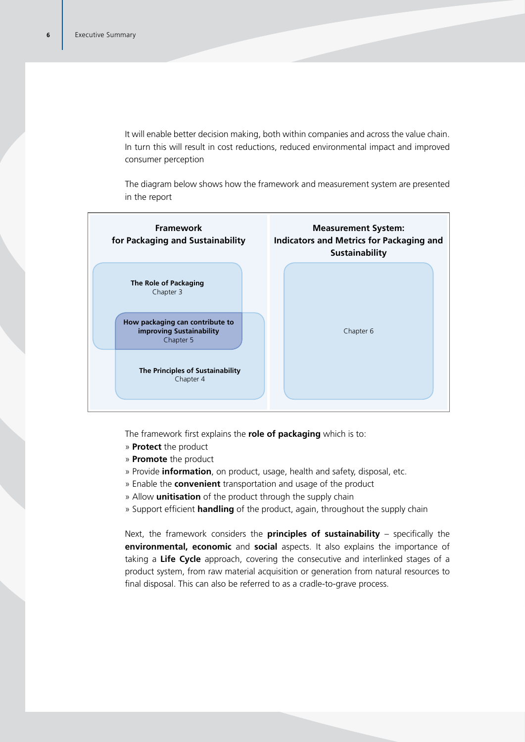It will enable better decision making, both within companies and across the value chain. In turn this will result in cost reductions, reduced environmental impact and improved consumer perception

The diagram below shows how the framework and measurement system are presented in the report

| **Framework for Packaging and Sustainability** | **Measurement System: Indicators and Metrics for Packaging and Sustainability** |
| --- | --- |
| **The Role of Packaging** Chapter 3 | Chapter 6 |
| **How packaging can contribute to improving Sustainability** Chapter 5 | |
| **The Principles of Sustainability** Chapter 4 | |

The framework first explains the **role of packaging** which is to:

» **Protect** the product
» **Promote** the product
» Provide **information**, on product, usage, health and safety, disposal, etc.
» Enable the **convenient** transportation and usage of the product
» Allow **unitisation** of the product through the supply chain
» Support efficient **handling** of the product, again, throughout the supply chain

Next, the framework considers the **principles of sustainability** – specifically the **environmental, economic** and **social** aspects. It also explains the importance of taking a **Life Cycle** approach, covering the consecutive and interlinked stages of a product system, from raw material acquisition or generation from natural resources to final disposal. This can also be referred to as a cradle-to-grave process.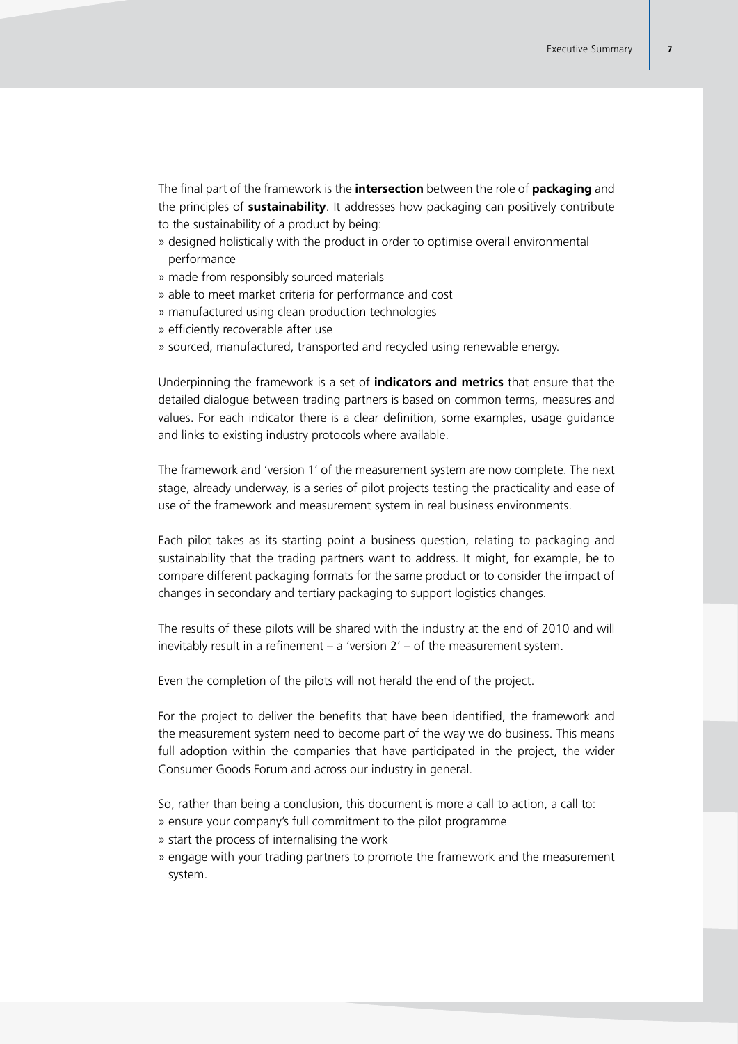The final part of the framework is the **intersection** between the role of **packaging** and the principles of **sustainability**. It addresses how packaging can positively contribute to the sustainability of a product by being:

» designed holistically with the product in order to optimise overall environmental performance
» made from responsibly sourced materials
» able to meet market criteria for performance and cost
» manufactured using clean production technologies
» efficiently recoverable after use
» sourced, manufactured, transported and recycled using renewable energy.

Underpinning the framework is a set of **indicators and metrics** that ensure that the detailed dialogue between trading partners is based on common terms, measures and values. For each indicator there is a clear definition, some examples, usage guidance and links to existing industry protocols where available.

The framework and 'version 1' of the measurement system are now complete. The next stage, already underway, is a series of pilot projects testing the practicality and ease of use of the framework and measurement system in real business environments.

Each pilot takes as its starting point a business question, relating to packaging and sustainability that the trading partners want to address. It might, for example, be to compare different packaging formats for the same product or to consider the impact of changes in secondary and tertiary packaging to support logistics changes.

The results of these pilots will be shared with the industry at the end of 2010 and will inevitably result in a refinement – a 'version 2' – of the measurement system.

Even the completion of the pilots will not herald the end of the project.

For the project to deliver the benefits that have been identified, the framework and the measurement system need to become part of the way we do business. This means full adoption within the companies that have participated in the project, the wider Consumer Goods Forum and across our industry in general.

So, rather than being a conclusion, this document is more a call to action, a call to:

» ensure your company's full commitment to the pilot programme
» start the process of internalising the work
» engage with your trading partners to promote the framework and the measurement system.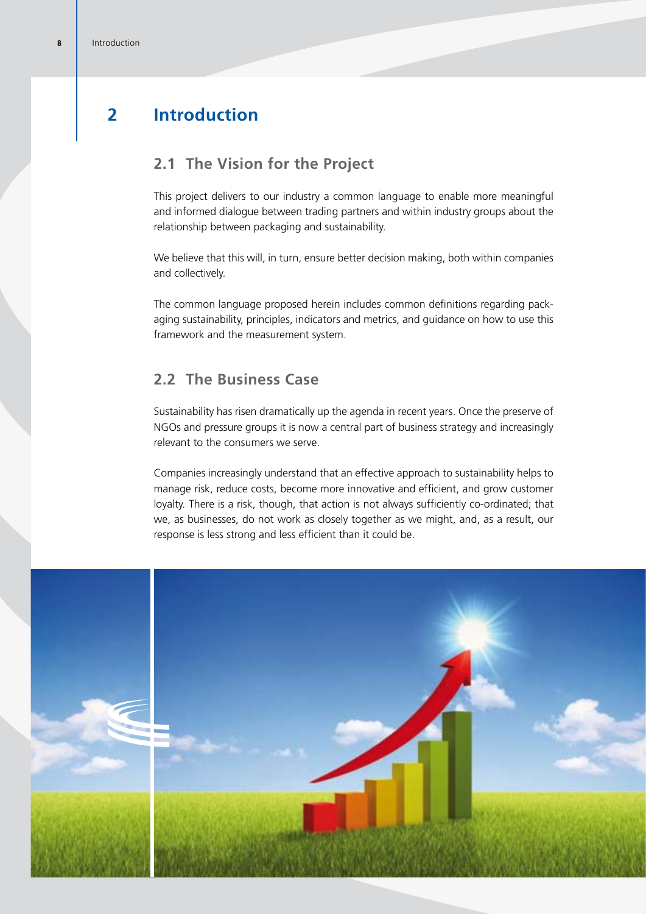# 2 Introduction

## 2.1 The Vision for the Project

This project delivers to our industry a common language to enable more meaningful and informed dialogue between trading partners and within industry groups about the relationship between packaging and sustainability.

We believe that this will, in turn, ensure better decision making, both within companies and collectively.

The common language proposed herein includes common definitions regarding packaging sustainability, principles, indicators and metrics, and guidance on how to use this framework and the measurement system.

## 2.2 The Business Case

Sustainability has risen dramatically up the agenda in recent years. Once the preserve of NGOs and pressure groups it is now a central part of business strategy and increasingly relevant to the consumers we serve.

Companies increasingly understand that an effective approach to sustainability helps to manage risk, reduce costs, become more innovative and efficient, and grow customer loyalty. There is a risk, though, that action is not always sufficiently co-ordinated; that we, as businesses, do not work as closely together as we might, and, as a result, our response is less strong and less efficient than it could be.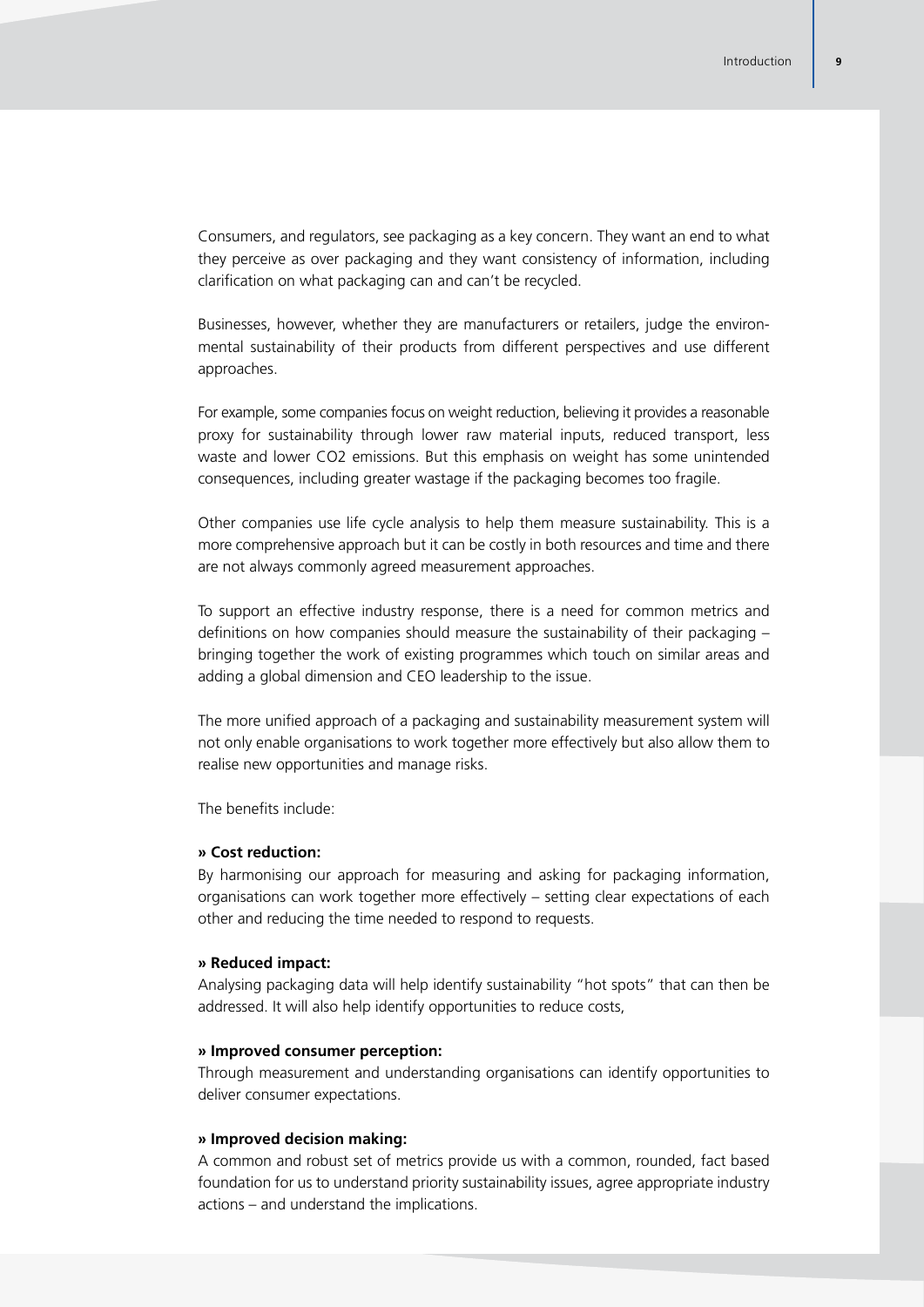Consumers, and regulators, see packaging as a key concern. They want an end to what they perceive as over packaging and they want consistency of information, including clarification on what packaging can and can't be recycled.

Businesses, however, whether they are manufacturers or retailers, judge the environmental sustainability of their products from different perspectives and use different approaches.

For example, some companies focus on weight reduction, believing it provides a reasonable proxy for sustainability through lower raw material inputs, reduced transport, less waste and lower $CO_2$ emissions. But this emphasis on weight has some unintended consequences, including greater wastage if the packaging becomes too fragile.

Other companies use life cycle analysis to help them measure sustainability. This is a more comprehensive approach but it can be costly in both resources and time and there are not always commonly agreed measurement approaches.

To support an effective industry response, there is a need for common metrics and definitions on how companies should measure the sustainability of their packaging – bringing together the work of existing programmes which touch on similar areas and adding a global dimension and CEO leadership to the issue.

The more unified approach of a packaging and sustainability measurement system will not only enable organisations to work together more effectively but also allow them to realise new opportunities and manage risks.

The benefits include:

**» Cost reduction:**
By harmonising our approach for measuring and asking for packaging information, organisations can work together more effectively – setting clear expectations of each other and reducing the time needed to respond to requests.

**» Reduced impact:**
Analysing packaging data will help identify sustainability "hot spots" that can then be addressed. It will also help identify opportunities to reduce costs,

**» Improved consumer perception:**
Through measurement and understanding organisations can identify opportunities to deliver consumer expectations.

**» Improved decision making:**
A common and robust set of metrics provide us with a common, rounded, fact based foundation for us to understand priority sustainability issues, agree appropriate industry actions – and understand the implications.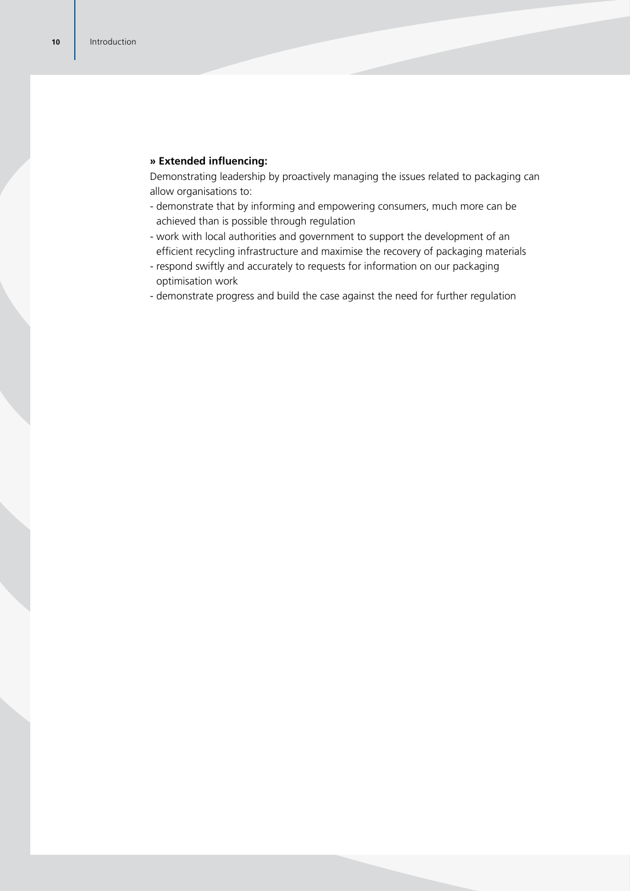**» Extended influencing:**

Demonstrating leadership by proactively managing the issues related to packaging can allow organisations to:

- demonstrate that by informing and empowering consumers, much more can be achieved than is possible through regulation
- work with local authorities and government to support the development of an efficient recycling infrastructure and maximise the recovery of packaging materials
- respond swiftly and accurately to requests for information on our packaging optimisation work
- demonstrate progress and build the case against the need for further regulation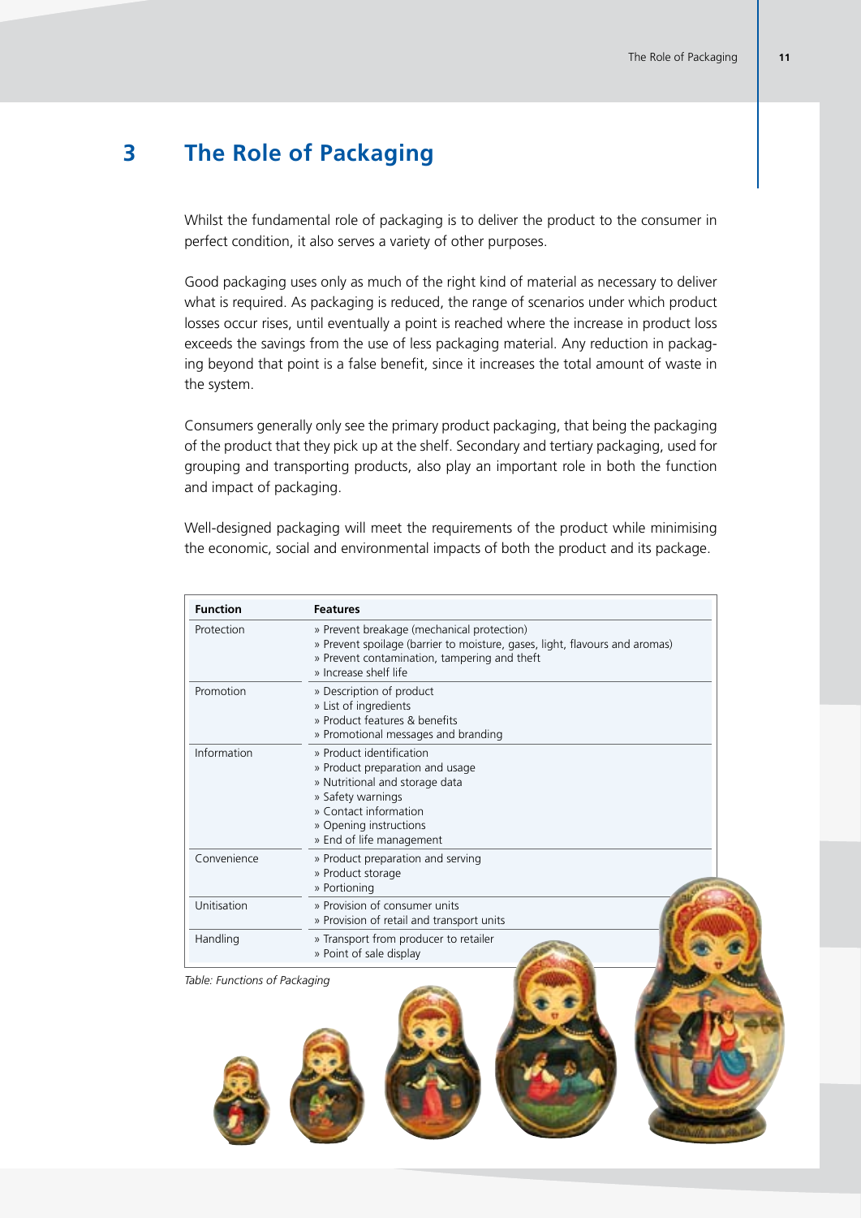# 3 The Role of Packaging

Whilst the fundamental role of packaging is to deliver the product to the consumer in perfect condition, it also serves a variety of other purposes.

Good packaging uses only as much of the right kind of material as necessary to deliver what is required. As packaging is reduced, the range of scenarios under which product losses occur rises, until eventually a point is reached where the increase in product loss exceeds the savings from the use of less packaging material. Any reduction in packaging beyond that point is a false benefit, since it increases the total amount of waste in the system.

Consumers generally only see the primary product packaging, that being the packaging of the product that they pick up at the shelf. Secondary and tertiary packaging, used for grouping and transporting products, also play an important role in both the function and impact of packaging.

Well-designed packaging will meet the requirements of the product while minimising the economic, social and environmental impacts of both the product and its package.

| Function | Features |
|---|---|
| Protection | » Prevent breakage (mechanical protection)<br>» Prevent spoilage (barrier to moisture, gases, light, flavours and aromas)<br>» Prevent contamination, tampering and theft<br>» Increase shelf life |
| Promotion | » Description of product<br>» List of ingredients<br>» Product features & benefits<br>» Promotional messages and branding |
| Information | » Product identification<br>» Product preparation and usage<br>» Nutritional and storage data<br>» Safety warnings<br>» Contact information<br>» Opening instructions<br>» End of life management |
| Convenience | » Product preparation and serving<br>» Product storage<br>» Portioning |
| Unitisation | » Provision of consumer units<br>» Provision of retail and transport units |
| Handling | » Transport from producer to retailer<br>» Point of sale display |

*Table: Functions of Packaging*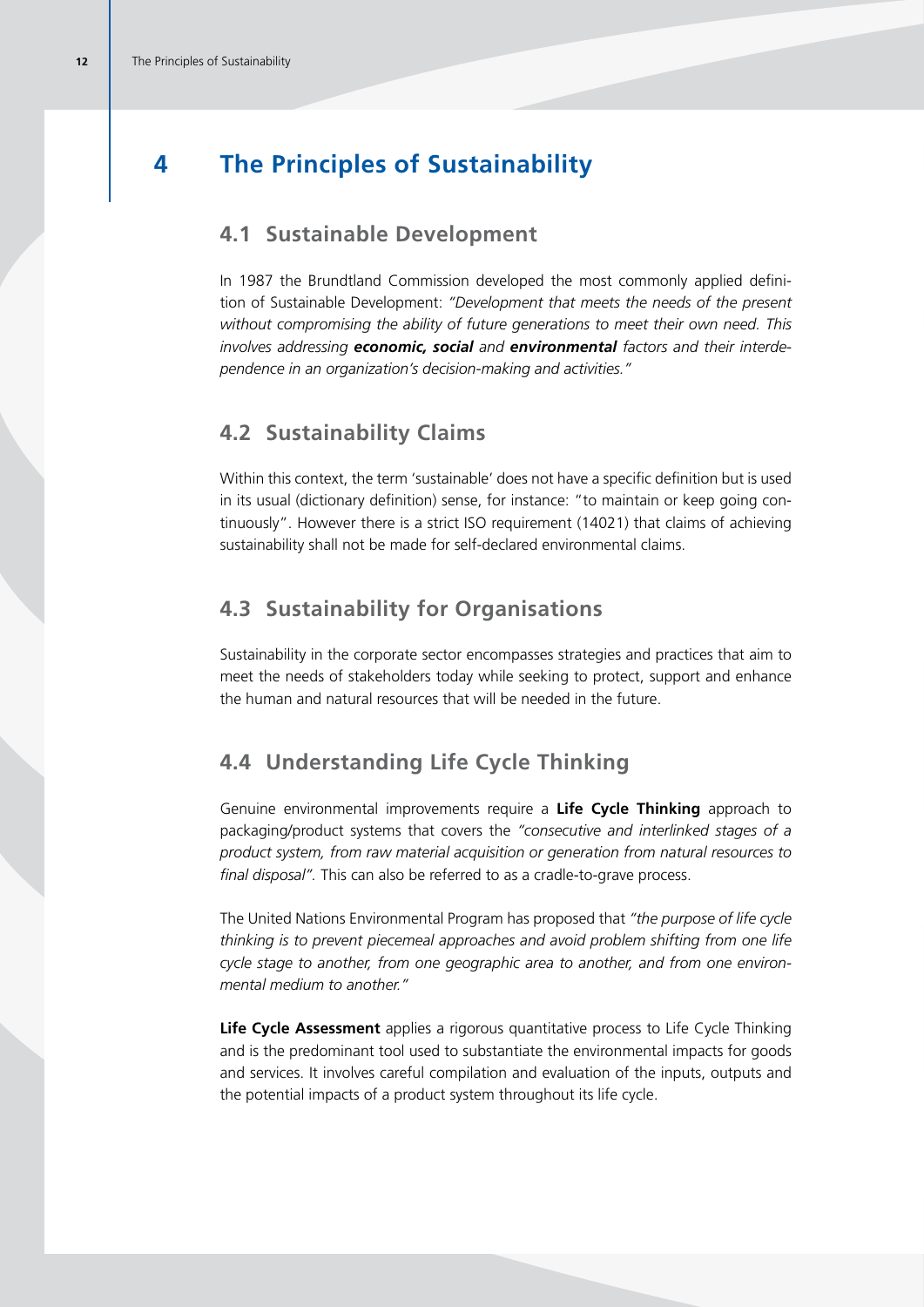# 4 The Principles of Sustainability

## 4.1 Sustainable Development

In 1987 the Brundtland Commission developed the most commonly applied definition of Sustainable Development: *"Development that meets the needs of the present without compromising the ability of future generations to meet their own need. This involves addressing **economic, social** and **environmental** factors and their interdependence in an organization's decision-making and activities."*

## 4.2 Sustainability Claims

Within this context, the term 'sustainable' does not have a specific definition but is used in its usual (dictionary definition) sense, for instance: "to maintain or keep going continuously". However there is a strict ISO requirement (14021) that claims of achieving sustainability shall not be made for self-declared environmental claims.

## 4.3 Sustainability for Organisations

Sustainability in the corporate sector encompasses strategies and practices that aim to meet the needs of stakeholders today while seeking to protect, support and enhance the human and natural resources that will be needed in the future.

## 4.4 Understanding Life Cycle Thinking

Genuine environmental improvements require a **Life Cycle Thinking** approach to packaging/product systems that covers the *"consecutive and interlinked stages of a product system, from raw material acquisition or generation from natural resources to final disposal".* This can also be referred to as a cradle-to-grave process.

The United Nations Environmental Program has proposed that *"the purpose of life cycle thinking is to prevent piecemeal approaches and avoid problem shifting from one life cycle stage to another, from one geographic area to another, and from one environmental medium to another."*

**Life Cycle Assessment** applies a rigorous quantitative process to Life Cycle Thinking and is the predominant tool used to substantiate the environmental impacts for goods and services. It involves careful compilation and evaluation of the inputs, outputs and the potential impacts of a product system throughout its life cycle.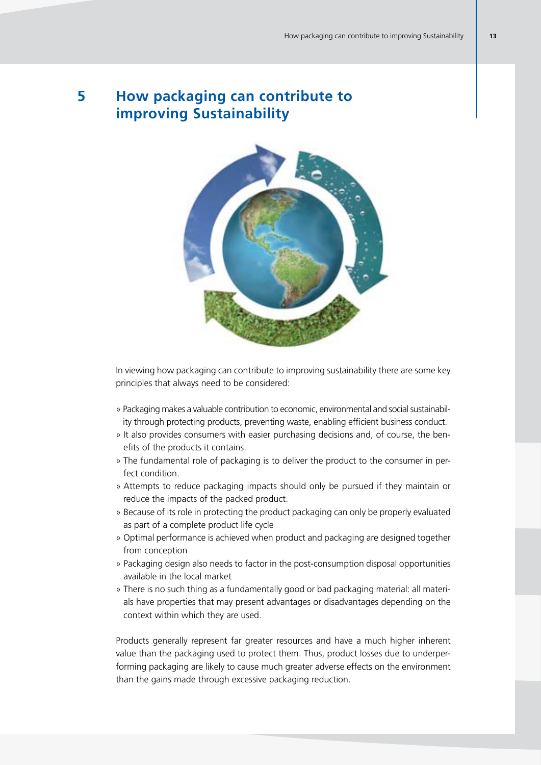# 5 How packaging can contribute to improving Sustainability

In viewing how packaging can contribute to improving sustainability there are some key principles that always need to be considered:

- Packaging makes a valuable contribution to economic, environmental and social sustainability through protecting products, preventing waste, enabling efficient business conduct.
- It also provides consumers with easier purchasing decisions and, of course, the benefits of the products it contains.
- The fundamental role of packaging is to deliver the product to the consumer in perfect condition.
- Attempts to reduce packaging impacts should only be pursued if they maintain or reduce the impacts of the packed product.
- Because of its role in protecting the product packaging can only be properly evaluated as part of a complete product life cycle
- Optimal performance is achieved when product and packaging are designed together from conception
- Packaging design also needs to factor in the post-consumption disposal opportunities available in the local market
- There is no such thing as a fundamentally good or bad packaging material: all materials have properties that may present advantages or disadvantages depending on the context within which they are used.

Products generally represent far greater resources and have a much higher inherent value than the packaging used to protect them. Thus, product losses due to underperforming packaging are likely to cause much greater adverse effects on the environment than the gains made through excessive packaging reduction.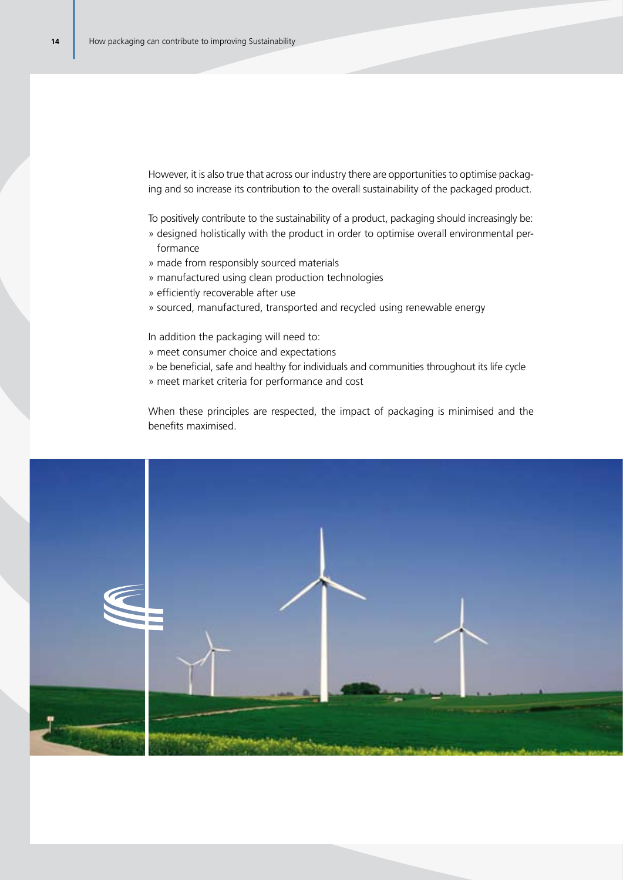However, it is also true that across our industry there are opportunities to optimise packaging and so increase its contribution to the overall sustainability of the packaged product.

To positively contribute to the sustainability of a product, packaging should increasingly be:

» designed holistically with the product in order to optimise overall environmental performance
» made from responsibly sourced materials
» manufactured using clean production technologies
» efficiently recoverable after use
» sourced, manufactured, transported and recycled using renewable energy

In addition the packaging will need to:

» meet consumer choice and expectations
» be beneficial, safe and healthy for individuals and communities throughout its life cycle
» meet market criteria for performance and cost

When these principles are respected, the impact of packaging is minimised and the benefits maximised.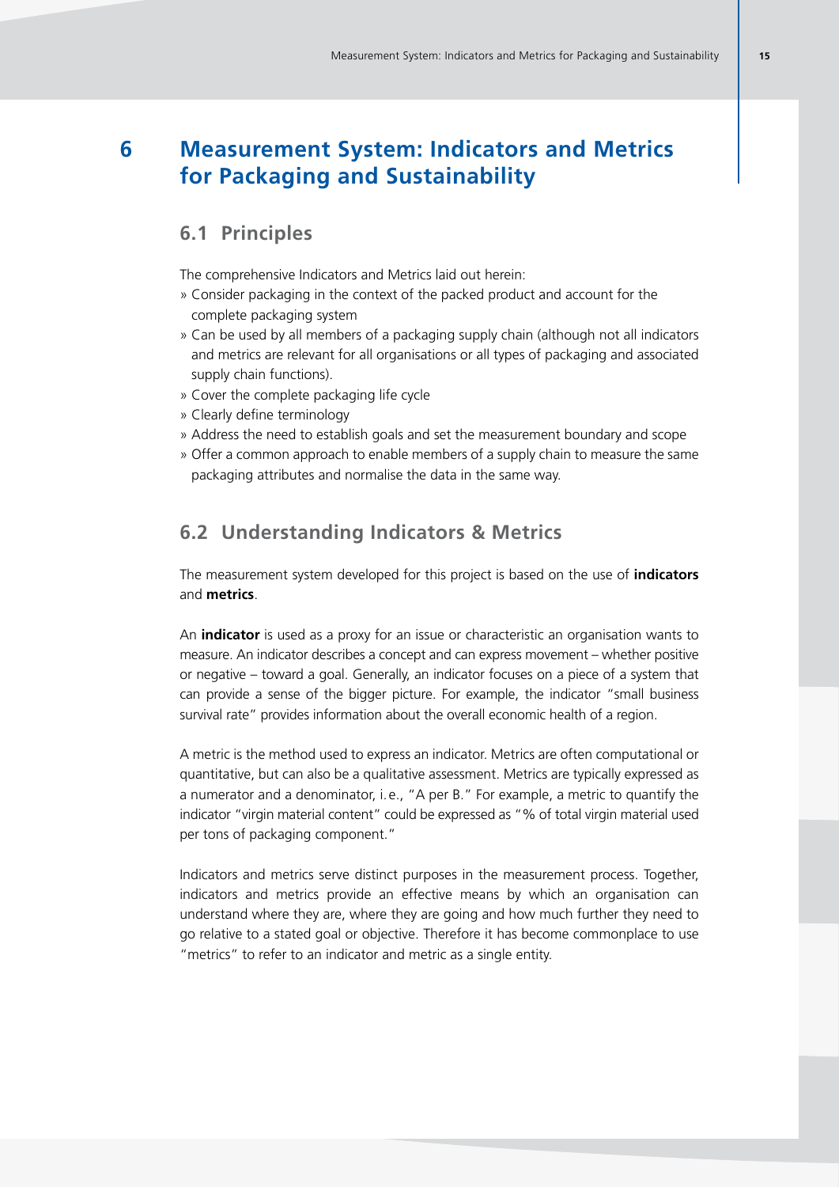# 6 Measurement System: Indicators and Metrics for Packaging and Sustainability

## 6.1 Principles

The comprehensive Indicators and Metrics laid out herein:

- Consider packaging in the context of the packed product and account for the complete packaging system
- Can be used by all members of a packaging supply chain (although not all indicators and metrics are relevant for all organisations or all types of packaging and associated supply chain functions).
- Cover the complete packaging life cycle
- Clearly define terminology
- Address the need to establish goals and set the measurement boundary and scope
- Offer a common approach to enable members of a supply chain to measure the same packaging attributes and normalise the data in the same way.

## 6.2 Understanding Indicators & Metrics

The measurement system developed for this project is based on the use of **indicators** and **metrics**.

An **indicator** is used as a proxy for an issue or characteristic an organisation wants to measure. An indicator describes a concept and can express movement – whether positive or negative – toward a goal. Generally, an indicator focuses on a piece of a system that can provide a sense of the bigger picture. For example, the indicator "small business survival rate" provides information about the overall economic health of a region.

A metric is the method used to express an indicator. Metrics are often computational or quantitative, but can also be a qualitative assessment. Metrics are typically expressed as a numerator and a denominator, i.e., "A per B." For example, a metric to quantify the indicator "virgin material content" could be expressed as "% of total virgin material used per tons of packaging component."

Indicators and metrics serve distinct purposes in the measurement process. Together, indicators and metrics provide an effective means by which an organisation can understand where they are, where they are going and how much further they need to go relative to a stated goal or objective. Therefore it has become commonplace to use "metrics" to refer to an indicator and metric as a single entity.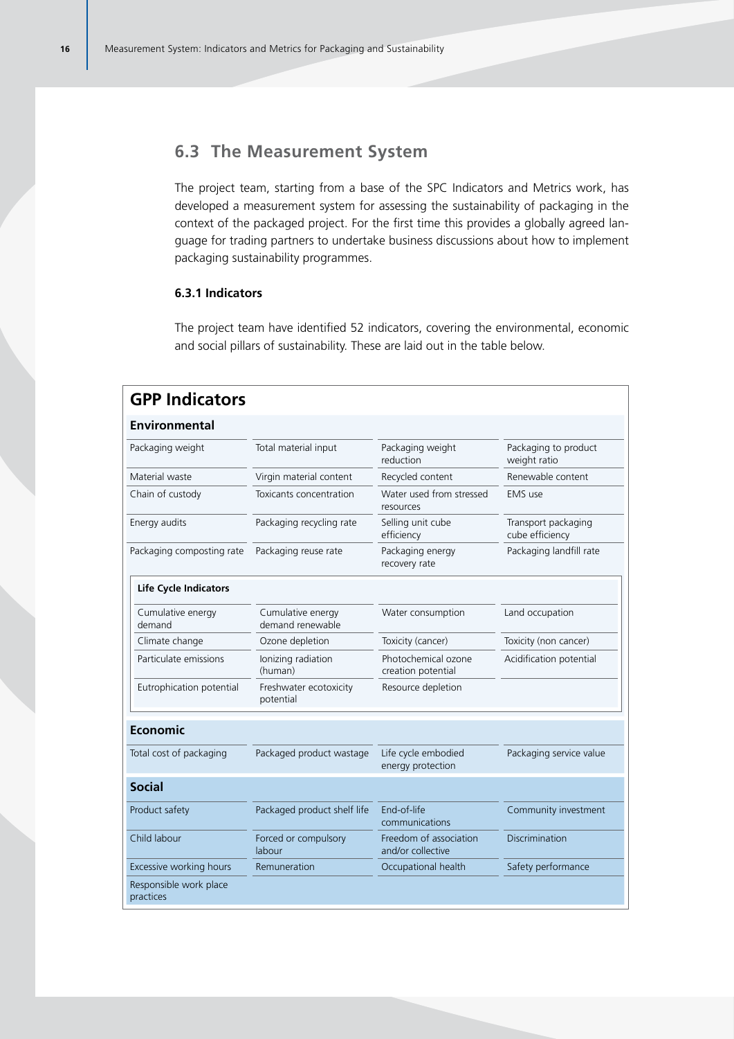## 6.3 The Measurement System

The project team, starting from a base of the SPC Indicators and Metrics work, has developed a measurement system for assessing the sustainability of packaging in the context of the packaged project. For the first time this provides a globally agreed language for trading partners to undertake business discussions about how to implement packaging sustainability programmes.

### 6.3.1 Indicators

The project team have identified 52 indicators, covering the environmental, economic and social pillars of sustainability. These are laid out in the table below.

**GPP Indicators**

**Environmental**

| | | | |
|---|---|---|---|
| Packaging weight | Total material input | Packaging weight reduction | Packaging to product weight ratio |
| Material waste | Virgin material content | Recycled content | Renewable content |
| Chain of custody | Toxicants concentration | Water used from stressed resources | EMS use |
| Energy audits | Packaging recycling rate | Selling unit cube efficiency | Transport packaging cube efficiency |
| Packaging composting rate | Packaging reuse rate | Packaging energy recovery rate | Packaging landfill rate |

**Life Cycle Indicators**

| | | | |
|---|---|---|---|
| Cumulative energy demand | Cumulative energy demand renewable | Water consumption | Land occupation |
| Climate change | Ozone depletion | Toxicity (cancer) | Toxicity (non cancer) |
| Particulate emissions | Ionizing radiation (human) | Photochemical ozone creation potential | Acidification potential |
| Eutrophication potential | Freshwater ecotoxicity potential | Resource depletion | |

**Economic**

| | | | |
|---|---|---|---|
| Total cost of packaging | Packaged product wastage | Life cycle embodied energy protection | Packaging service value |

**Social**

| | | | |
|---|---|---|---|
| Product safety | Packaged product shelf life | End-of-life communications | Community investment |
| Child labour | Forced or compulsory labour | Freedom of association and/or collective | Discrimination |
| Excessive working hours | Remuneration | Occupational health | Safety performance |
| Responsible work place practices | | | |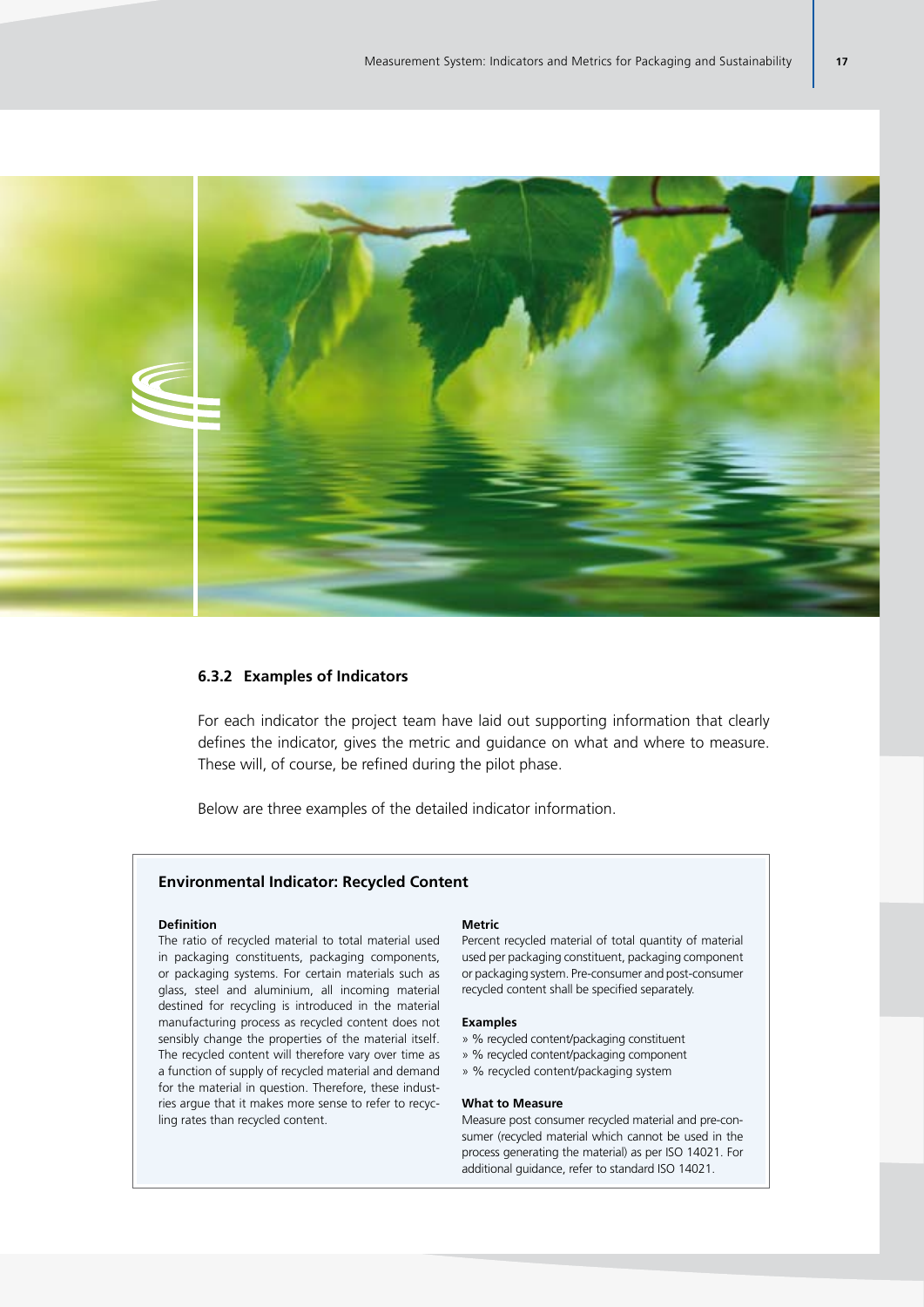### 6.3.2 Examples of Indicators

For each indicator the project team have laid out supporting information that clearly defines the indicator, gives the metric and guidance on what and where to measure. These will, of course, be refined during the pilot phase.

Below are three examples of the detailed indicator information.

#### Environmental Indicator: Recycled Content

**Definition**

The ratio of recycled material to total material used in packaging constituents, packaging components, or packaging systems. For certain materials such as glass, steel and aluminium, all incoming material destined for recycling is introduced in the material manufacturing process as recycled content does not sensibly change the properties of the material itself. The recycled content will therefore vary over time as a function of supply of recycled material and demand for the material in question. Therefore, these industries argue that it makes more sense to refer to recycling rates than recycled content.

**Metric**

Percent recycled material of total quantity of material used per packaging constituent, packaging component or packaging system. Pre-consumer and post-consumer recycled content shall be specified separately.

**Examples**

- % recycled content/packaging constituent
- % recycled content/packaging component
- % recycled content/packaging system

**What to Measure**

Measure post consumer recycled material and pre-consumer (recycled material which cannot be used in the process generating the material) as per ISO 14021. For additional guidance, refer to standard ISO 14021.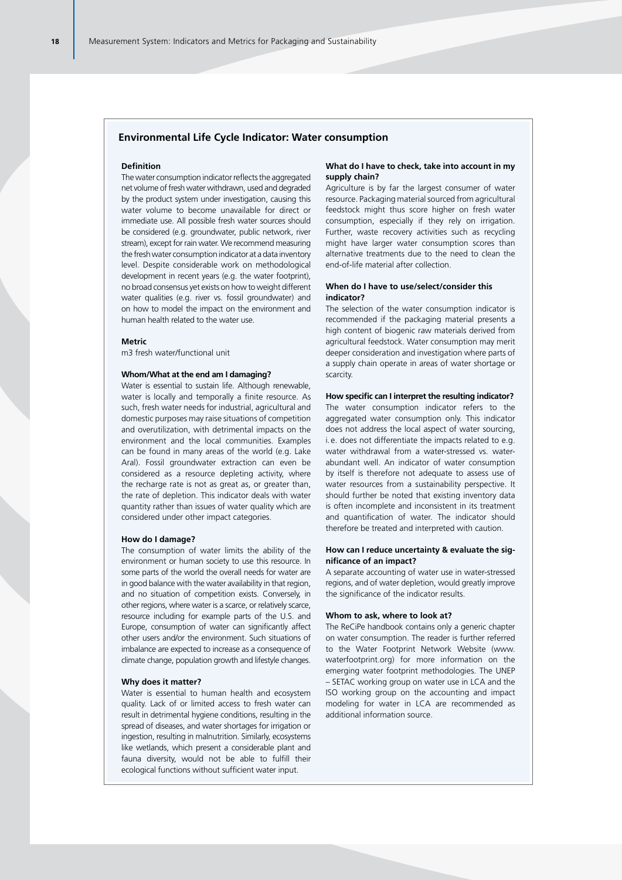## Environmental Life Cycle Indicator: Water consumption

**Definition**

The water consumption indicator reflects the aggregated net volume of fresh water withdrawn, used and degraded by the product system under investigation, causing this water volume to become unavailable for direct or immediate use. All possible fresh water sources should be considered (e.g. groundwater, public network, river stream), except for rain water. We recommend measuring the fresh water consumption indicator at a data inventory level. Despite considerable work on methodological development in recent years (e.g. the water footprint), no broad consensus yet exists on how to weight different water qualities (e.g. river vs. fossil groundwater) and on how to model the impact on the environment and human health related to the water use.

**Metric**

m3 fresh water/functional unit

**Whom/What at the end am I damaging?**

Water is essential to sustain life. Although renewable, water is locally and temporally a finite resource. As such, fresh water needs for industrial, agricultural and domestic purposes may raise situations of competition and overutilization, with detrimental impacts on the environment and the local communities. Examples can be found in many areas of the world (e.g. Lake Aral). Fossil groundwater extraction can even be considered as a resource depleting activity, where the recharge rate is not as great as, or greater than, the rate of depletion. This indicator deals with water quantity rather than issues of water quality which are considered under other impact categories.

**How do I damage?**

The consumption of water limits the ability of the environment or human society to use this resource. In some parts of the world the overall needs for water are in good balance with the water availability in that region, and no situation of competition exists. Conversely, in other regions, where water is a scarce, or relatively scarce, resource including for example parts of the U.S. and Europe, consumption of water can significantly affect other users and/or the environment. Such situations of imbalance are expected to increase as a consequence of climate change, population growth and lifestyle changes.

**Why does it matter?**

Water is essential to human health and ecosystem quality. Lack of or limited access to fresh water can result in detrimental hygiene conditions, resulting in the spread of diseases, and water shortages for irrigation or ingestion, resulting in malnutrition. Similarly, ecosystems like wetlands, which present a considerable plant and fauna diversity, would not be able to fulfill their ecological functions without sufficient water input.

**What do I have to check, take into account in my supply chain?**

Agriculture is by far the largest consumer of water resource. Packaging material sourced from agricultural feedstock might thus score higher on fresh water consumption, especially if they rely on irrigation. Further, waste recovery activities such as recycling might have larger water consumption scores than alternative treatments due to the need to clean the end-of-life material after collection.

**When do I have to use/select/consider this indicator?**

The selection of the water consumption indicator is recommended if the packaging material presents a high content of biogenic raw materials derived from agricultural feedstock. Water consumption may merit deeper consideration and investigation where parts of a supply chain operate in areas of water shortage or scarcity.

**How specific can I interpret the resulting indicator?**

The water consumption indicator refers to the aggregated water consumption only. This indicator does not address the local aspect of water sourcing, i.e. does not differentiate the impacts related to e.g. water withdrawal from a water-stressed vs. water-abundant well. An indicator of water consumption by itself is therefore not adequate to assess use of water resources from a sustainability perspective. It should further be noted that existing inventory data is often incomplete and inconsistent in its treatment and quantification of water. The indicator should therefore be treated and interpreted with caution.

**How can I reduce uncertainty & evaluate the significance of an impact?**

A separate accounting of water use in water-stressed regions, and of water depletion, would greatly improve the significance of the indicator results.

**Whom to ask, where to look at?**

The ReCiPe handbook contains only a generic chapter on water consumption. The reader is further referred to the Water Footprint Network Website (www.waterfootprint.org) for more information on the emerging water footprint methodologies. The UNEP – SETAC working group on water use in LCA and the ISO working group on the accounting and impact modeling for water in LCA are recommended as additional information source.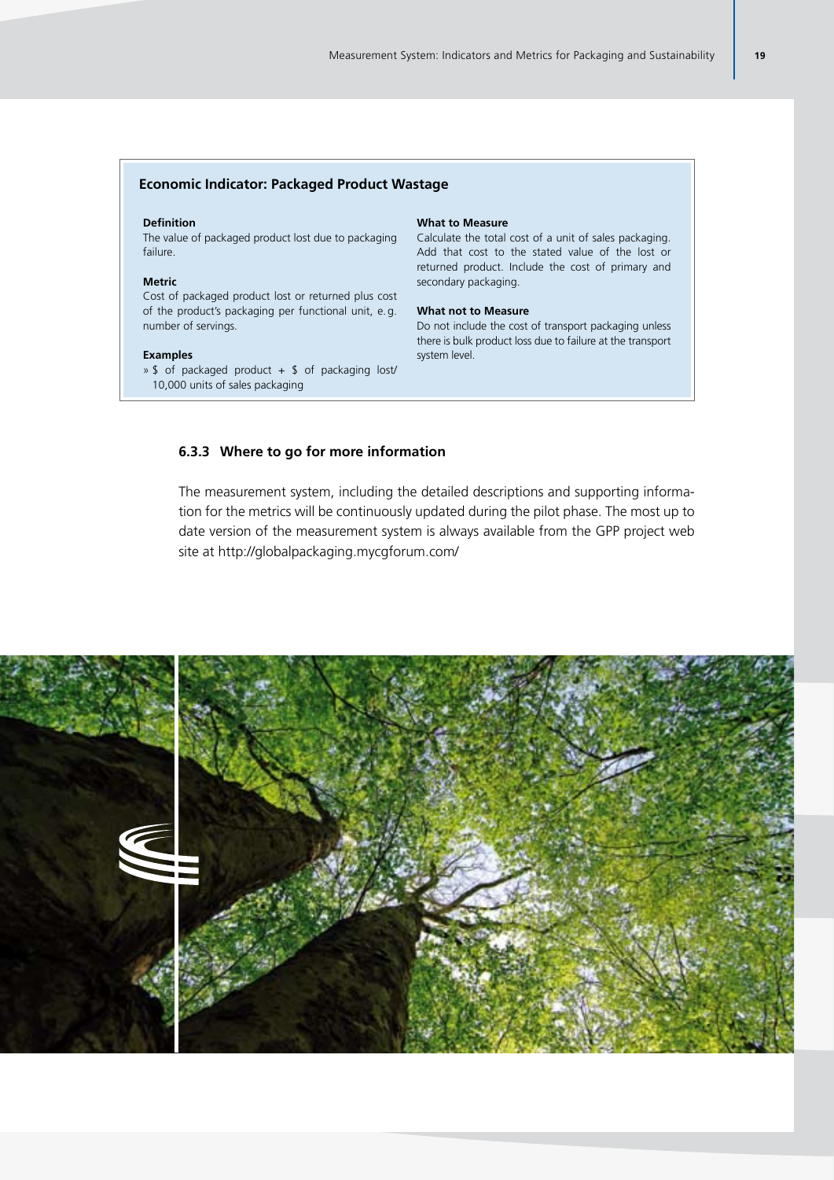**Economic Indicator: Packaged Product Wastage**

**Definition**
The value of packaged product lost due to packaging failure.

**Metric**
Cost of packaged product lost or returned plus cost of the product's packaging per functional unit, e.g. number of servings.

**Examples**
» $ of packaged product + $ of packaging lost/ 10,000 units of sales packaging

**What to Measure**
Calculate the total cost of a unit of sales packaging. Add that cost to the stated value of the lost or returned product. Include the cost of primary and secondary packaging.

**What not to Measure**
Do not include the cost of transport packaging unless there is bulk product loss due to failure at the transport system level.

### 6.3.3 Where to go for more information

The measurement system, including the detailed descriptions and supporting information for the metrics will be continuously updated during the pilot phase. The most up to date version of the measurement system is always available from the GPP project web site at http://globalpackaging.mycgforum.com/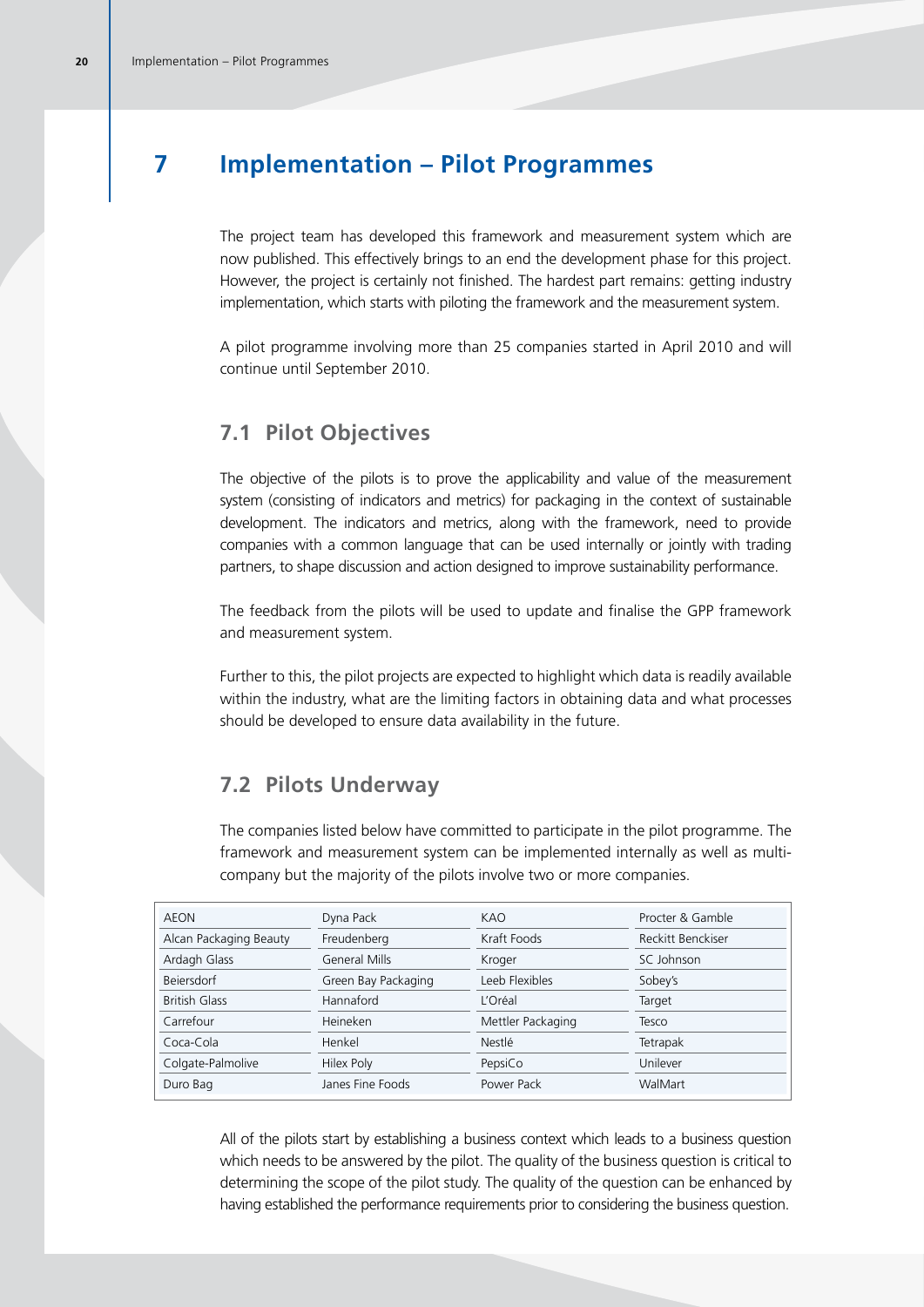# 7 Implementation – Pilot Programmes

The project team has developed this framework and measurement system which are now published. This effectively brings to an end the development phase for this project. However, the project is certainly not finished. The hardest part remains: getting industry implementation, which starts with piloting the framework and the measurement system.

A pilot programme involving more than 25 companies started in April 2010 and will continue until September 2010.

## 7.1 Pilot Objectives

The objective of the pilots is to prove the applicability and value of the measurement system (consisting of indicators and metrics) for packaging in the context of sustainable development. The indicators and metrics, along with the framework, need to provide companies with a common language that can be used internally or jointly with trading partners, to shape discussion and action designed to improve sustainability performance.

The feedback from the pilots will be used to update and finalise the GPP framework and measurement system.

Further to this, the pilot projects are expected to highlight which data is readily available within the industry, what are the limiting factors in obtaining data and what processes should be developed to ensure data availability in the future.

## 7.2 Pilots Underway

The companies listed below have committed to participate in the pilot programme. The framework and measurement system can be implemented internally as well as multi-company but the majority of the pilots involve two or more companies.

| | | | |
|---|---|---|---|
| AEON | Dyna Pack | KAO | Procter & Gamble |
| Alcan Packaging Beauty | Freudenberg | Kraft Foods | Reckitt Benckiser |
| Ardagh Glass | General Mills | Kroger | SC Johnson |
| Beiersdorf | Green Bay Packaging | Leeb Flexibles | Sobey's |
| British Glass | Hannaford | L'Oréal | Target |
| Carrefour | Heineken | Mettler Packaging | Tesco |
| Coca-Cola | Henkel | Nestlé | Tetrapak |
| Colgate-Palmolive | Hilex Poly | PepsiCo | Unilever |
| Duro Bag | Janes Fine Foods | Power Pack | WalMart |

All of the pilots start by establishing a business context which leads to a business question which needs to be answered by the pilot. The quality of the business question is critical to determining the scope of the pilot study. The quality of the question can be enhanced by having established the performance requirements prior to considering the business question.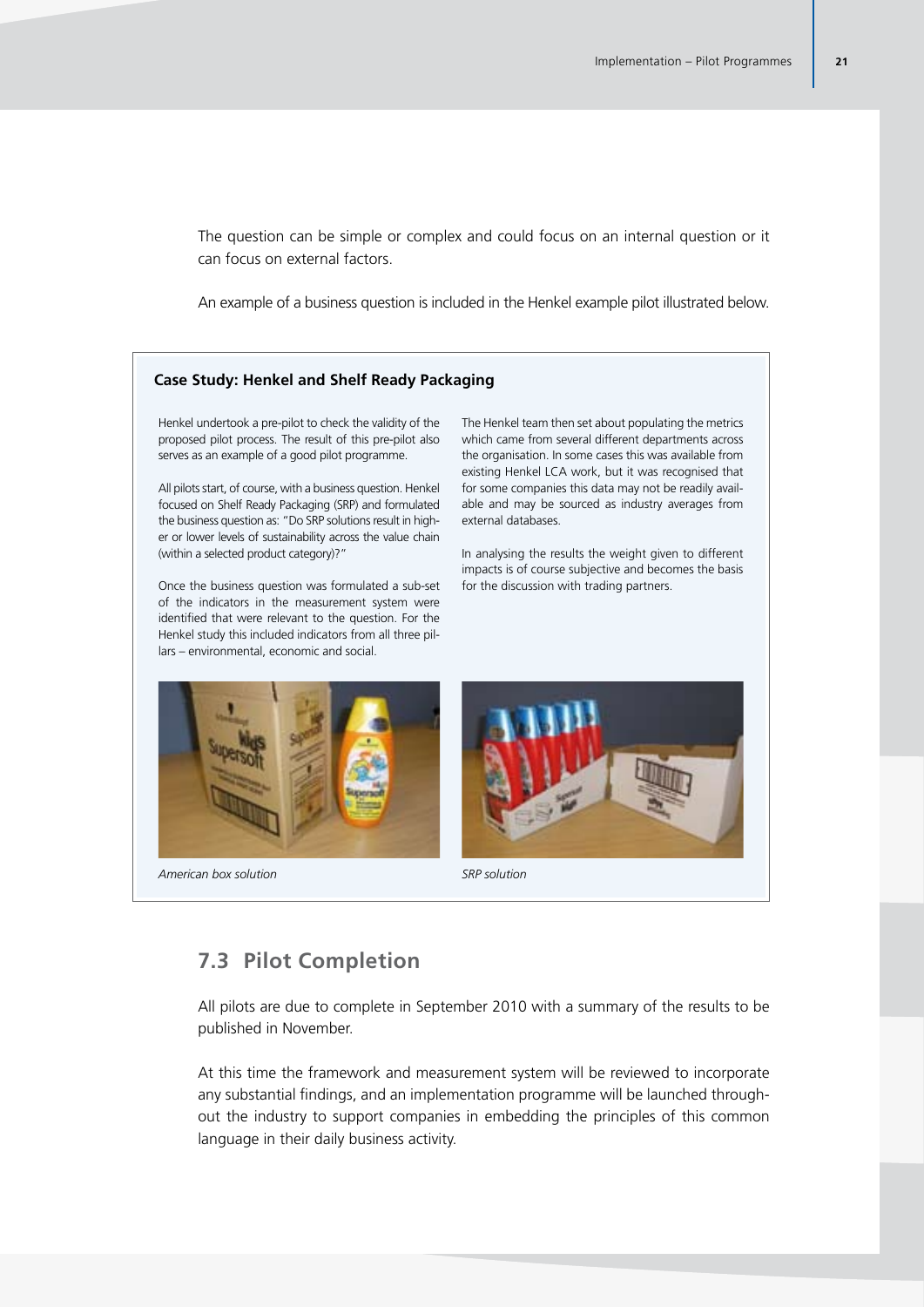The question can be simple or complex and could focus on an internal question or it can focus on external factors.

An example of a business question is included in the Henkel example pilot illustrated below.

**Case Study: Henkel and Shelf Ready Packaging**

Henkel undertook a pre-pilot to check the validity of the proposed pilot process. The result of this pre-pilot also serves as an example of a good pilot programme.

All pilots start, of course, with a business question. Henkel focused on Shelf Ready Packaging (SRP) and formulated the business question as: "Do SRP solutions result in higher or lower levels of sustainability across the value chain (within a selected product category)?"

Once the business question was formulated a sub-set of the indicators in the measurement system were identified that were relevant to the question. For the Henkel study this included indicators from all three pillars – environmental, economic and social.

The Henkel team then set about populating the metrics which came from several different departments across the organisation. In some cases this was available from existing Henkel LCA work, but it was recognised that for some companies this data may not be readily available and may be sourced as industry averages from external databases.

In analysing the results the weight given to different impacts is of course subjective and becomes the basis for the discussion with trading partners.

*American box solution*

*SRP solution*

## 7.3 Pilot Completion

All pilots are due to complete in September 2010 with a summary of the results to be published in November.

At this time the framework and measurement system will be reviewed to incorporate any substantial findings, and an implementation programme will be launched throughout the industry to support companies in embedding the principles of this common language in their daily business activity.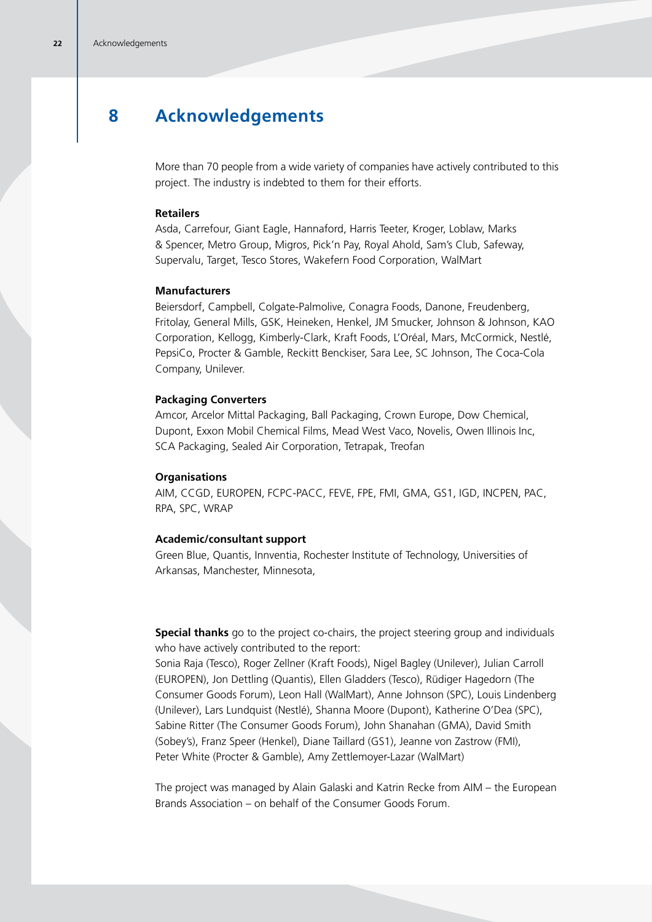# 8 Acknowledgements

More than 70 people from a wide variety of companies have actively contributed to this project. The industry is indebted to them for their efforts.

**Retailers**

Asda, Carrefour, Giant Eagle, Hannaford, Harris Teeter, Kroger, Loblaw, Marks & Spencer, Metro Group, Migros, Pick'n Pay, Royal Ahold, Sam's Club, Safeway, Supervalu, Target, Tesco Stores, Wakefern Food Corporation, WalMart

**Manufacturers**

Beiersdorf, Campbell, Colgate-Palmolive, Conagra Foods, Danone, Freudenberg, Fritolay, General Mills, GSK, Heineken, Henkel, JM Smucker, Johnson & Johnson, KAO Corporation, Kellogg, Kimberly-Clark, Kraft Foods, L'Oréal, Mars, McCormick, Nestlé, PepsiCo, Procter & Gamble, Reckitt Benckiser, Sara Lee, SC Johnson, The Coca-Cola Company, Unilever.

**Packaging Converters**

Amcor, Arcelor Mittal Packaging, Ball Packaging, Crown Europe, Dow Chemical, Dupont, Exxon Mobil Chemical Films, Mead West Vaco, Novelis, Owen Illinois Inc, SCA Packaging, Sealed Air Corporation, Tetrapak, Treofan

**Organisations**

AIM, CCGD, EUROPEN, FCPC-PACC, FEVE, FPE, FMI, GMA, GS1, IGD, INCPEN, PAC, RPA, SPC, WRAP

**Academic/consultant support**

Green Blue, Quantis, Innventia, Rochester Institute of Technology, Universities of Arkansas, Manchester, Minnesota,

**Special thanks** go to the project co-chairs, the project steering group and individuals who have actively contributed to the report:
Sonia Raja (Tesco), Roger Zellner (Kraft Foods), Nigel Bagley (Unilever), Julian Carroll (EUROPEN), Jon Dettling (Quantis), Ellen Gladders (Tesco), Rüdiger Hagedorn (The Consumer Goods Forum), Leon Hall (WalMart), Anne Johnson (SPC), Louis Lindenberg (Unilever), Lars Lundquist (Nestlé), Shanna Moore (Dupont), Katherine O'Dea (SPC), Sabine Ritter (The Consumer Goods Forum), John Shanahan (GMA), David Smith (Sobey's), Franz Speer (Henkel), Diane Taillard (GS1), Jeanne von Zastrow (FMI), Peter White (Procter & Gamble), Amy Zettlemoyer-Lazar (WalMart)

The project was managed by Alain Galaski and Katrin Recke from AIM – the European Brands Association – on behalf of the Consumer Goods Forum.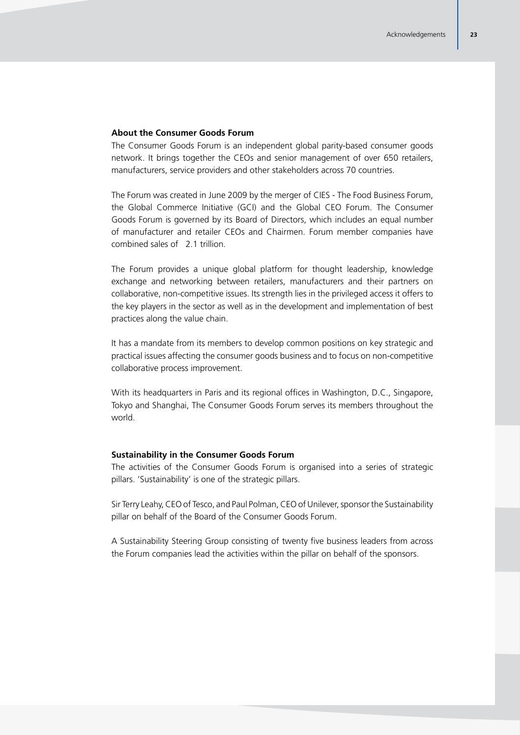**About the Consumer Goods Forum**

The Consumer Goods Forum is an independent global parity-based consumer goods network. It brings together the CEOs and senior management of over 650 retailers, manufacturers, service providers and other stakeholders across 70 countries.

The Forum was created in June 2009 by the merger of CIES - The Food Business Forum, the Global Commerce Initiative (GCI) and the Global CEO Forum. The Consumer Goods Forum is governed by its Board of Directors, which includes an equal number of manufacturer and retailer CEOs and Chairmen. Forum member companies have combined sales of  2.1 trillion.

The Forum provides a unique global platform for thought leadership, knowledge exchange and networking between retailers, manufacturers and their partners on collaborative, non-competitive issues. Its strength lies in the privileged access it offers to the key players in the sector as well as in the development and implementation of best practices along the value chain.

It has a mandate from its members to develop common positions on key strategic and practical issues affecting the consumer goods business and to focus on non-competitive collaborative process improvement.

With its headquarters in Paris and its regional offices in Washington, D.C., Singapore, Tokyo and Shanghai, The Consumer Goods Forum serves its members throughout the world.

**Sustainability in the Consumer Goods Forum**

The activities of the Consumer Goods Forum is organised into a series of strategic pillars. 'Sustainability' is one of the strategic pillars.

Sir Terry Leahy, CEO of Tesco, and Paul Polman, CEO of Unilever, sponsor the Sustainability pillar on behalf of the Board of the Consumer Goods Forum.

A Sustainability Steering Group consisting of twenty five business leaders from across the Forum companies lead the activities within the pillar on behalf of the sponsors.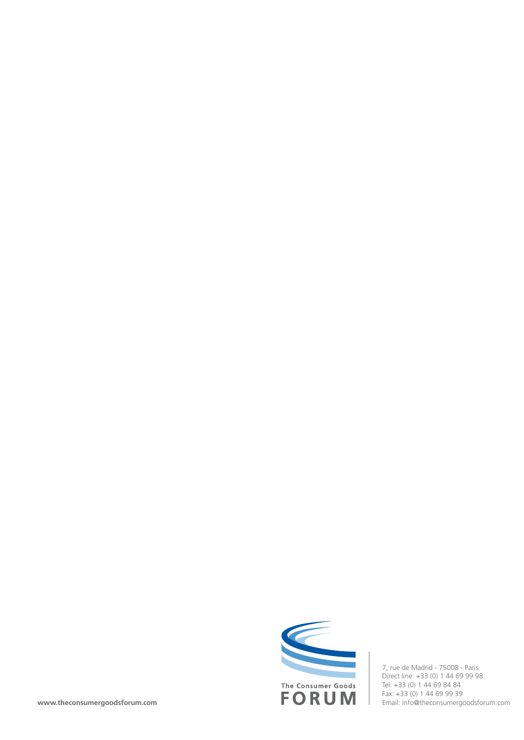The Consumer Goods

FORUM

7, rue de Madrid - 75008 - Paris
Direct line: +33 (0) 1 44 69 99 98
Tel: +33 (0) 1 44 69 84 84
Fax: +33 (0) 1 44 69 99 39
Email: info@theconsumergoodsforum.com

**www.theconsumergoodsforum.com**